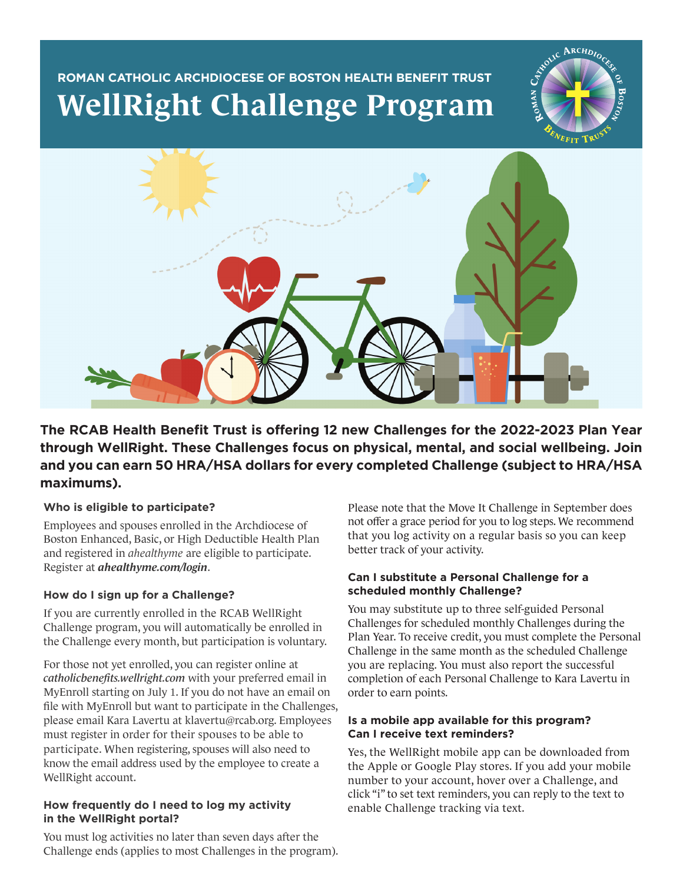ROMAN CATHOLIC ARCHDIOCESE OF BOSTON HEALTH BENEFIT TRUST

# WellRight Challenge Program

**The RCAB Health Benefit Trust is offering 12 new Challenges for the 2022-2023 Plan Year through WellRight. These Challenges focus on physical, mental, and social wellbeing. Join and you can earn 50 HRA/HSA dollars for every completed Challenge (subject to HRA/HSA maximums).**

### Who is eligible to participate?

Employees and spouses enrolled in the Archdiocese of Boston Enhanced, Basic, or High Deductible Health Plan and registered in *ahealthyme* are eligible to participate. Register at ***ahealthyme.com/login***.

### How do I sign up for a Challenge?

If you are currently enrolled in the RCAB WellRight Challenge program, you will automatically be enrolled in the Challenge every month, but participation is voluntary.

For those not yet enrolled, you can register online at *catholicbenefits.wellright.com* with your preferred email in MyEnroll starting on July 1. If you do not have an email on file with MyEnroll but want to participate in the Challenges, please email Kara Lavertu at klavertu@rcab.org. Employees must register in order for their spouses to be able to participate. When registering, spouses will also need to know the email address used by the employee to create a WellRight account.

### How frequently do I need to log my activity in the WellRight portal?

You must log activities no later than seven days after the Challenge ends (applies to most Challenges in the program).

Please note that the Move It Challenge in September does not offer a grace period for you to log steps. We recommend that you log activity on a regular basis so you can keep better track of your activity.

### Can I substitute a Personal Challenge for a scheduled monthly Challenge?

You may substitute up to three self-guided Personal Challenges for scheduled monthly Challenges during the Plan Year. To receive credit, you must complete the Personal Challenge in the same month as the scheduled Challenge you are replacing. You must also report the successful completion of each Personal Challenge to Kara Lavertu in order to earn points.

### Is a mobile app available for this program? Can I receive text reminders?

Yes, the WellRight mobile app can be downloaded from the Apple or Google Play stores. If you add your mobile number to your account, hover over a Challenge, and click "i" to set text reminders, you can reply to the text to enable Challenge tracking via text.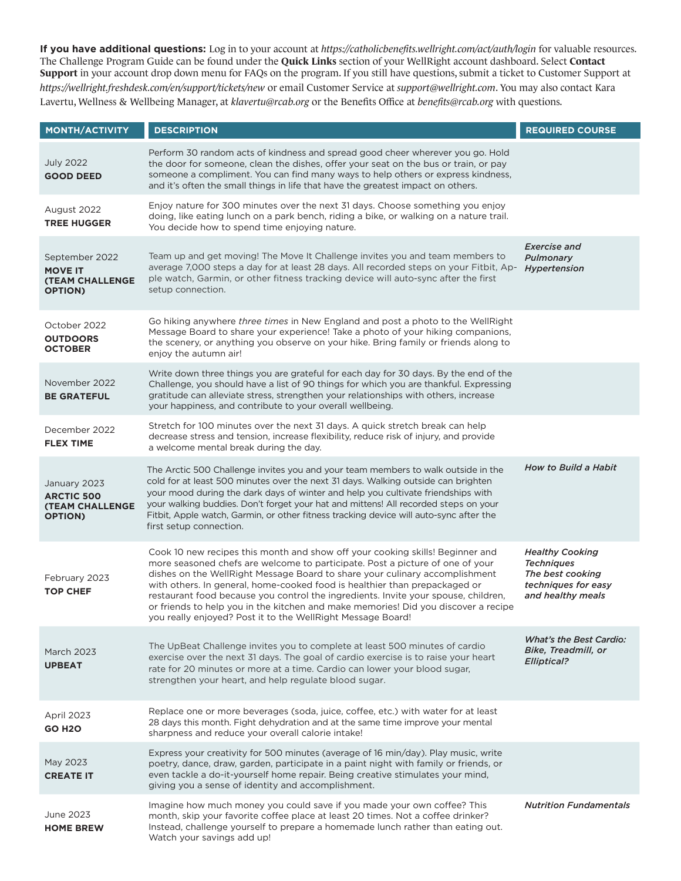**If you have additional questions:** Log in to your account at *https://catholicbenefits.wellright.com/act/auth/login* for valuable resources. The Challenge Program Guide can be found under the **Quick Links** section of your WellRight account dashboard. Select **Contact Support** in your account drop down menu for FAQs on the program. If you still have questions, submit a ticket to Customer Support at *https://wellright.freshdesk.com/en/support/tickets/new* or email Customer Service at *support@wellright.com*. You may also contact Kara Lavertu, Wellness & Wellbeing Manager, at *klavertu@rcab.org* or the Benefits Office at *benefits@rcab.org* with questions.

| MONTH/ACTIVITY | DESCRIPTION | REQUIRED COURSE |
|---|---|---|
| July 2022 **GOOD DEED** | Perform 30 random acts of kindness and spread good cheer wherever you go. Hold the door for someone, clean the dishes, offer your seat on the bus or train, or pay someone a compliment. You can find many ways to help others or express kindness, and it's often the small things in life that have the greatest impact on others. | |
| August 2022 **TREE HUGGER** | Enjoy nature for 300 minutes over the next 31 days. Choose something you enjoy doing, like eating lunch on a park bench, riding a bike, or walking on a nature trail. You decide how to spend time enjoying nature. | |
| September 2022 **MOVE IT (TEAM CHALLENGE OPTION)** | Team up and get moving! The Move It Challenge invites you and team members to average 7,000 steps a day for at least 28 days. All recorded steps on your Fitbit, Apple watch, Garmin, or other fitness tracking device will auto-sync after the first setup connection. | ***Exercise and Pulmonary Hypertension*** |
| October 2022 **OUTDOORS OCTOBER** | Go hiking anywhere *three times* in New England and post a photo to the WellRight Message Board to share your experience! Take a photo of your hiking companions, the scenery, or anything you observe on your hike. Bring family or friends along to enjoy the autumn air! | |
| November 2022 **BE GRATEFUL** | Write down three things you are grateful for each day for 30 days. By the end of the Challenge, you should have a list of 90 things for which you are thankful. Expressing gratitude can alleviate stress, strengthen your relationships with others, increase your happiness, and contribute to your overall wellbeing. | |
| December 2022 **FLEX TIME** | Stretch for 100 minutes over the next 31 days. A quick stretch break can help decrease stress and tension, increase flexibility, reduce risk of injury, and provide a welcome mental break during the day. | |
| January 2023 **ARCTIC 500 (TEAM CHALLENGE OPTION)** | The Arctic 500 Challenge invites you and your team members to walk outside in the cold for at least 500 minutes over the next 31 days. Walking outside can brighten your mood during the dark days of winter and help you cultivate friendships with your walking buddies. Don't forget your hat and mittens! All recorded steps on your Fitbit, Apple watch, Garmin, or other fitness tracking device will auto-sync after the first setup connection. | ***How to Build a Habit*** |
| February 2023 **TOP CHEF** | Cook 10 new recipes this month and show off your cooking skills! Beginner and more seasoned chefs are welcome to participate. Post a picture of one of your dishes on the WellRight Message Board to share your culinary accomplishment with others. In general, home-cooked food is healthier than prepackaged or restaurant food because you control the ingredients. Invite your spouse, children, or friends to help you in the kitchen and make memories! Did you discover a recipe you really enjoyed? Post it to the WellRight Message Board! | ***Healthy Cooking Techniques The best cooking techniques for easy and healthy meals*** |
| March 2023 **UPBEAT** | The UpBeat Challenge invites you to complete at least 500 minutes of cardio exercise over the next 31 days. The goal of cardio exercise is to raise your heart rate for 20 minutes or more at a time. Cardio can lower your blood sugar, strengthen your heart, and help regulate blood sugar. | ***What's the Best Cardio: Bike, Treadmill, or Elliptical?*** |
| April 2023 **GO H2O** | Replace one or more beverages (soda, juice, coffee, etc.) with water for at least 28 days this month. Fight dehydration and at the same time improve your mental sharpness and reduce your overall calorie intake! | |
| May 2023 **CREATE IT** | Express your creativity for 500 minutes (average of 16 min/day). Play music, write poetry, dance, draw, garden, participate in a paint night with family or friends, or even tackle a do-it-yourself home repair. Being creative stimulates your mind, giving you a sense of identity and accomplishment. | |
| June 2023 **HOME BREW** | Imagine how much money you could save if you made your own coffee? This month, skip your favorite coffee place at least 20 times. Not a coffee drinker? Instead, challenge yourself to prepare a homemade lunch rather than eating out. Watch your savings add up! | ***Nutrition Fundamentals*** |